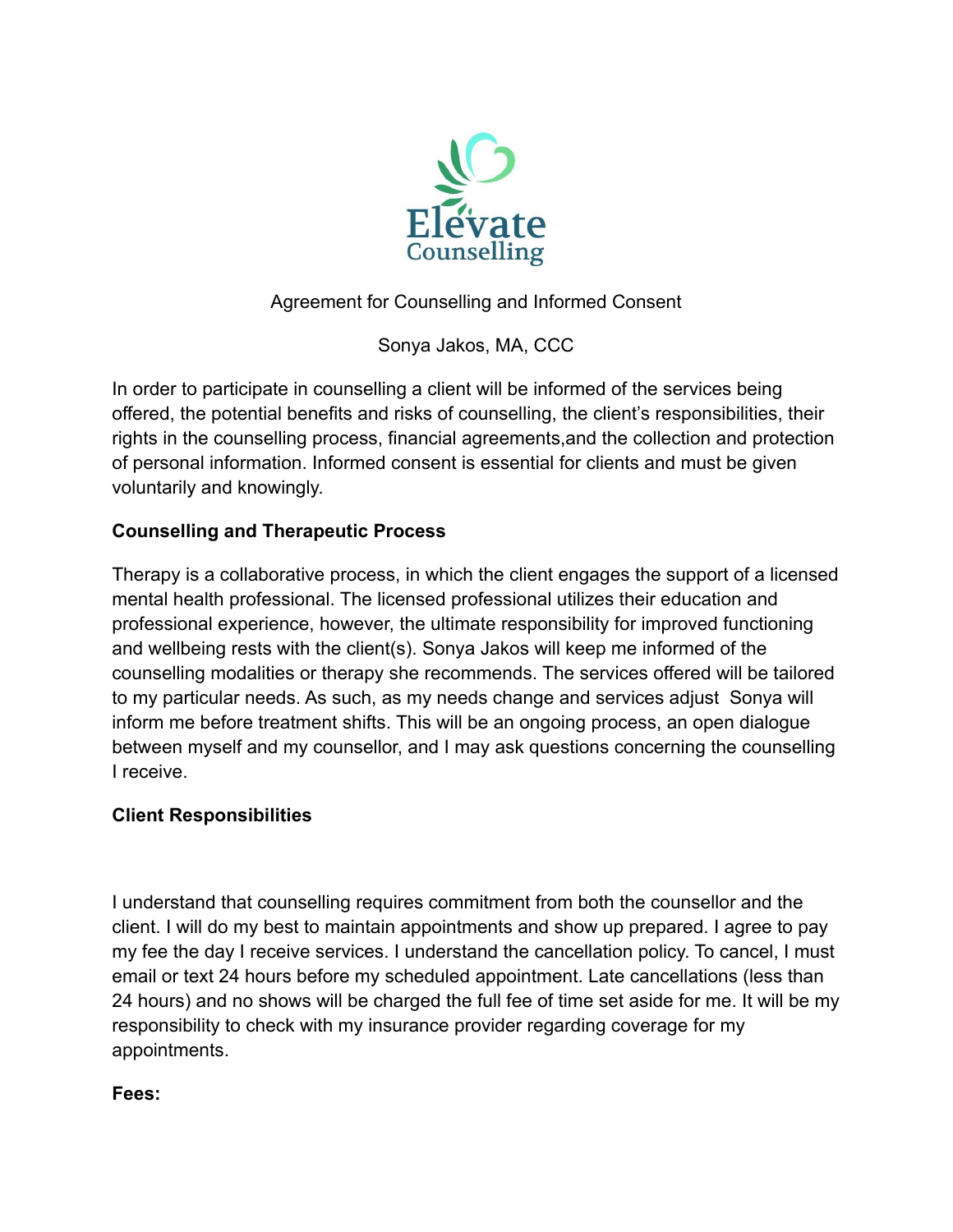Elevate Counselling

Agreement for Counselling and Informed Consent

Sonya Jakos, MA, CCC

In order to participate in counselling a client will be informed of the services being offered, the potential benefits and risks of counselling, the client's responsibilities, their rights in the counselling process, financial agreements,and the collection and protection of personal information. Informed consent is essential for clients and must be given voluntarily and knowingly.

**Counselling and Therapeutic Process**

Therapy is a collaborative process, in which the client engages the support of a licensed mental health professional. The licensed professional utilizes their education and professional experience, however, the ultimate responsibility for improved functioning and wellbeing rests with the client(s). Sonya Jakos will keep me informed of the counselling modalities or therapy she recommends. The services offered will be tailored to my particular needs. As such, as my needs change and services adjust  Sonya will inform me before treatment shifts. This will be an ongoing process, an open dialogue between myself and my counsellor, and I may ask questions concerning the counselling I receive.

**Client Responsibilities**

I understand that counselling requires commitment from both the counsellor and the client. I will do my best to maintain appointments and show up prepared. I agree to pay my fee the day I receive services. I understand the cancellation policy. To cancel, I must email or text 24 hours before my scheduled appointment. Late cancellations (less than 24 hours) and no shows will be charged the full fee of time set aside for me. It will be my responsibility to check with my insurance provider regarding coverage for my appointments.

**Fees:**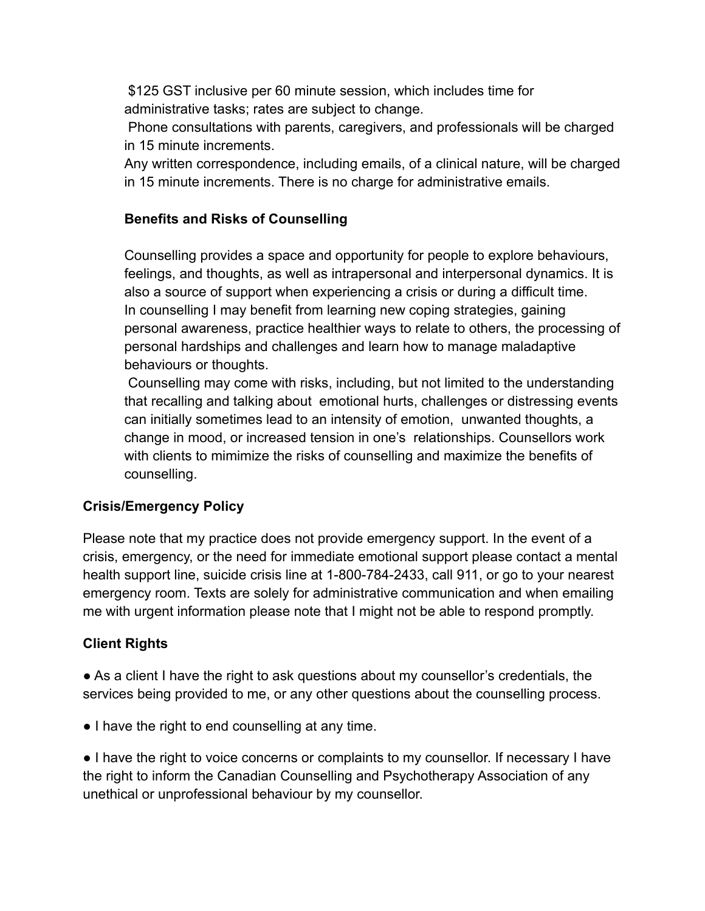$125 GST inclusive per 60 minute session, which includes time for administrative tasks; rates are subject to change.
Phone consultations with parents, caregivers, and professionals will be charged in 15 minute increments.
Any written correspondence, including emails, of a clinical nature, will be charged in 15 minute increments. There is no charge for administrative emails.

**Benefits and Risks of Counselling**

Counselling provides a space and opportunity for people to explore behaviours, feelings, and thoughts, as well as intrapersonal and interpersonal dynamics. It is also a source of support when experiencing a crisis or during a difficult time.
In counselling I may benefit from learning new coping strategies, gaining personal awareness, practice healthier ways to relate to others, the processing of personal hardships and challenges and learn how to manage maladaptive behaviours or thoughts.
Counselling may come with risks, including, but not limited to the understanding that recalling and talking about emotional hurts, challenges or distressing events can initially sometimes lead to an intensity of emotion, unwanted thoughts, a change in mood, or increased tension in one's relationships. Counsellors work with clients to mimimize the risks of counselling and maximize the benefits of counselling.

**Crisis/Emergency Policy**

Please note that my practice does not provide emergency support. In the event of a crisis, emergency, or the need for immediate emotional support please contact a mental health support line, suicide crisis line at 1-800-784-2433, call 911, or go to your nearest emergency room. Texts are solely for administrative communication and when emailing me with urgent information please note that I might not be able to respond promptly.

**Client Rights**

- As a client I have the right to ask questions about my counsellor's credentials, the services being provided to me, or any other questions about the counselling process.
- I have the right to end counselling at any time.
- I have the right to voice concerns or complaints to my counsellor. If necessary I have the right to inform the Canadian Counselling and Psychotherapy Association of any unethical or unprofessional behaviour by my counsellor.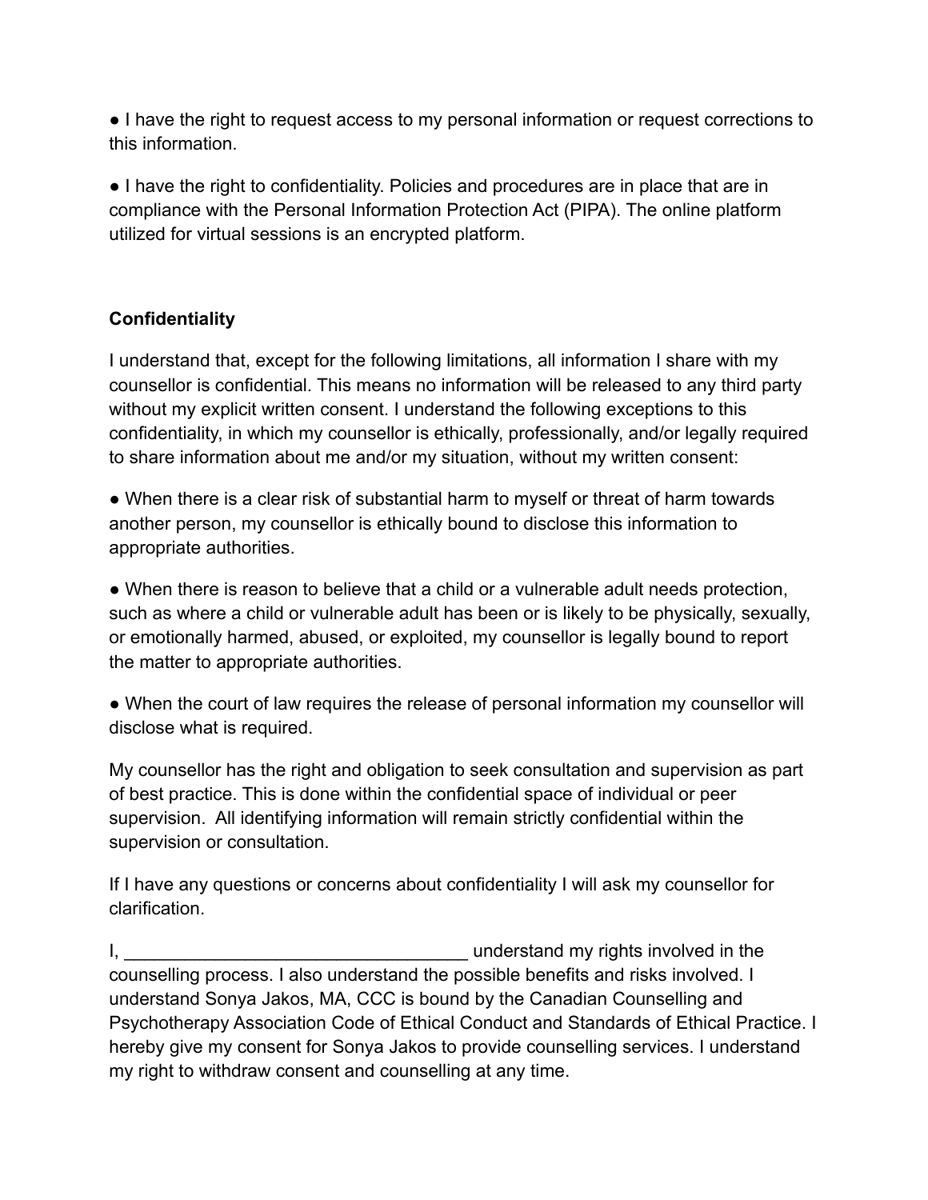● I have the right to request access to my personal information or request corrections to this information.

● I have the right to confidentiality. Policies and procedures are in place that are in compliance with the Personal Information Protection Act (PIPA). The online platform utilized for virtual sessions is an encrypted platform.

**Confidentiality**

I understand that, except for the following limitations, all information I share with my counsellor is confidential. This means no information will be released to any third party without my explicit written consent. I understand the following exceptions to this confidentiality, in which my counsellor is ethically, professionally, and/or legally required to share information about me and/or my situation, without my written consent:

● When there is a clear risk of substantial harm to myself or threat of harm towards another person, my counsellor is ethically bound to disclose this information to appropriate authorities.

● When there is reason to believe that a child or a vulnerable adult needs protection, such as where a child or vulnerable adult has been or is likely to be physically, sexually, or emotionally harmed, abused, or exploited, my counsellor is legally bound to report the matter to appropriate authorities.

● When the court of law requires the release of personal information my counsellor will disclose what is required.

My counsellor has the right and obligation to seek consultation and supervision as part of best practice. This is done within the confidential space of individual or peer supervision. All identifying information will remain strictly confidential within the supervision or consultation.

If I have any questions or concerns about confidentiality I will ask my counsellor for clarification.

I, __________________________________ understand my rights involved in the counselling process. I also understand the possible benefits and risks involved. I understand Sonya Jakos, MA, CCC is bound by the Canadian Counselling and Psychotherapy Association Code of Ethical Conduct and Standards of Ethical Practice. I hereby give my consent for Sonya Jakos to provide counselling services. I understand my right to withdraw consent and counselling at any time.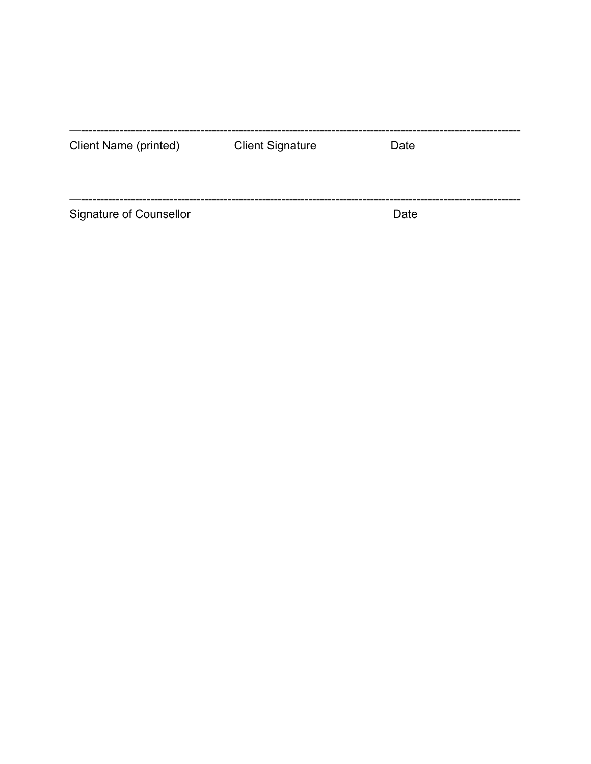—-------------------------------------------------------------------------------------------------------------------

Client Name (printed)                Client Signature                    Date

—-------------------------------------------------------------------------------------------------------------------

Signature of Counsellor                                                             Date